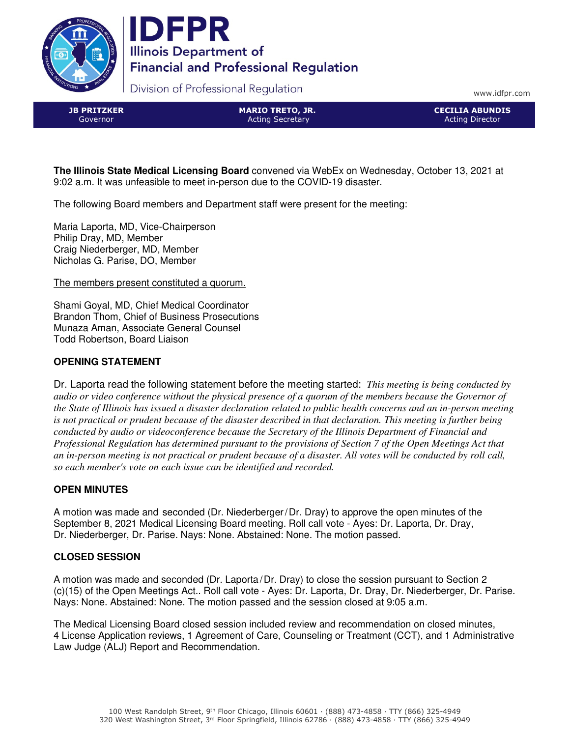# IDFPR

**Illinois Department of Financial and Professional Regulation**

Division of Professional Regulation

www.idfpr.com

| JB PRITZKER | MARIO TRETO, JR. | CECILIA ABUNDIS |
| --- | --- | --- |
| Governor | Acting Secretary | Acting Director |

**The Illinois State Medical Licensing Board** convened via WebEx on Wednesday, October 13, 2021 at 9:02 a.m. It was unfeasible to meet in-person due to the COVID-19 disaster.

The following Board members and Department staff were present for the meeting:

Maria Laporta, MD, Vice-Chairperson
Philip Dray, MD, Member
Craig Niederberger, MD, Member
Nicholas G. Parise, DO, Member

The members present constituted a quorum.

Shami Goyal, MD, Chief Medical Coordinator
Brandon Thom, Chief of Business Prosecutions
Munaza Aman, Associate General Counsel
Todd Robertson, Board Liaison

### OPENING STATEMENT

Dr. Laporta read the following statement before the meeting started: *This meeting is being conducted by audio or video conference without the physical presence of a quorum of the members because the Governor of the State of Illinois has issued a disaster declaration related to public health concerns and an in-person meeting is not practical or prudent because of the disaster described in that declaration. This meeting is further being conducted by audio or videoconference because the Secretary of the Illinois Department of Financial and Professional Regulation has determined pursuant to the provisions of Section 7 of the Open Meetings Act that an in-person meeting is not practical or prudent because of a disaster. All votes will be conducted by roll call, so each member's vote on each issue can be identified and recorded.*

### OPEN MINUTES

A motion was made and seconded (Dr. Niederberger/Dr. Dray) to approve the open minutes of the September 8, 2021 Medical Licensing Board meeting. Roll call vote - Ayes: Dr. Laporta, Dr. Dray, Dr. Niederberger, Dr. Parise. Nays: None. Abstained: None. The motion passed.

### CLOSED SESSION

A motion was made and seconded (Dr. Laporta/Dr. Dray) to close the session pursuant to Section 2 (c)(15) of the Open Meetings Act.. Roll call vote - Ayes: Dr. Laporta, Dr. Dray, Dr. Niederberger, Dr. Parise. Nays: None. Abstained: None. The motion passed and the session closed at 9:05 a.m.

The Medical Licensing Board closed session included review and recommendation on closed minutes, 4 License Application reviews, 1 Agreement of Care, Counseling or Treatment (CCT), and 1 Administrative Law Judge (ALJ) Report and Recommendation.

100 West Randolph Street, 9th Floor Chicago, Illinois 60601 · (888) 473-4858 · TTY (866) 325-4949
320 West Washington Street, 3rd Floor Springfield, Illinois 62786 · (888) 473-4858 · TTY (866) 325-4949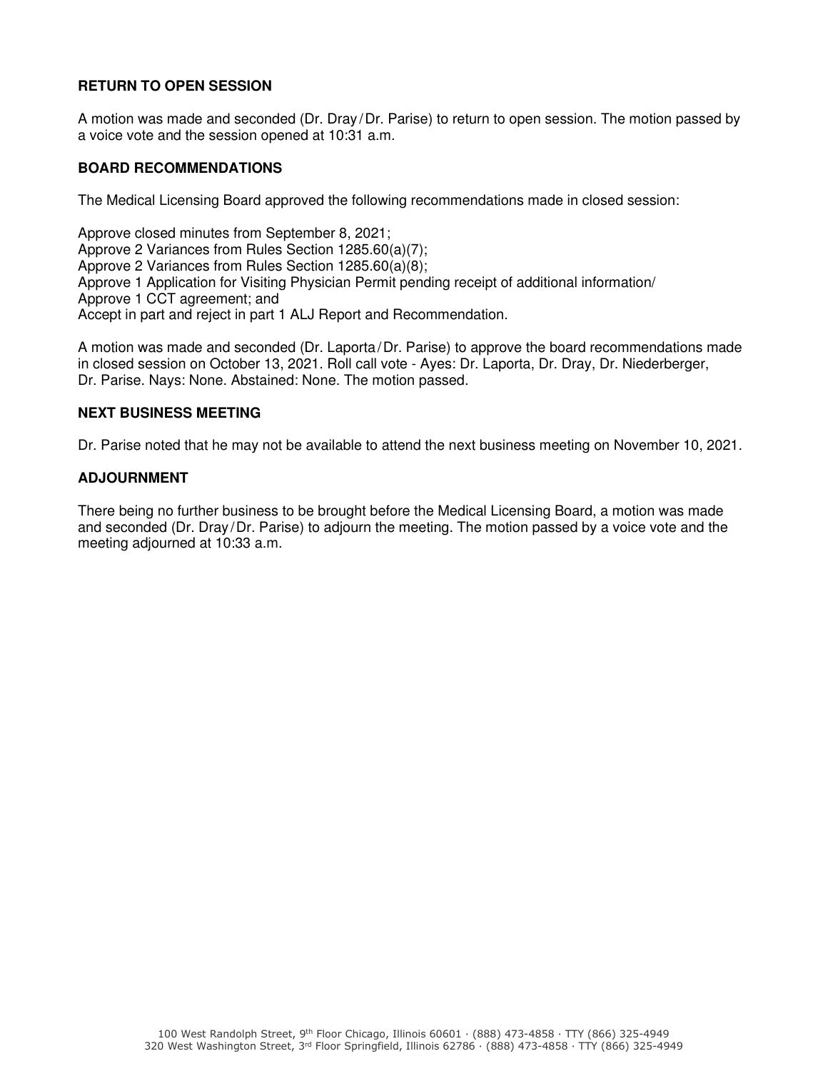**RETURN TO OPEN SESSION**

A motion was made and seconded (Dr. Dray / Dr. Parise) to return to open session. The motion passed by a voice vote and the session opened at 10:31 a.m.

**BOARD RECOMMENDATIONS**

The Medical Licensing Board approved the following recommendations made in closed session:

Approve closed minutes from September 8, 2021;
Approve 2 Variances from Rules Section 1285.60(a)(7);
Approve 2 Variances from Rules Section 1285.60(a)(8);
Approve 1 Application for Visiting Physician Permit pending receipt of additional information/
Approve 1 CCT agreement; and
Accept in part and reject in part 1 ALJ Report and Recommendation.

A motion was made and seconded (Dr. Laporta / Dr. Parise) to approve the board recommendations made in closed session on October 13, 2021. Roll call vote - Ayes: Dr. Laporta, Dr. Dray, Dr. Niederberger, Dr. Parise. Nays: None. Abstained: None. The motion passed.

**NEXT BUSINESS MEETING**

Dr. Parise noted that he may not be available to attend the next business meeting on November 10, 2021.

**ADJOURNMENT**

There being no further business to be brought before the Medical Licensing Board, a motion was made and seconded (Dr. Dray / Dr. Parise) to adjourn the meeting. The motion passed by a voice vote and the meeting adjourned at 10:33 a.m.